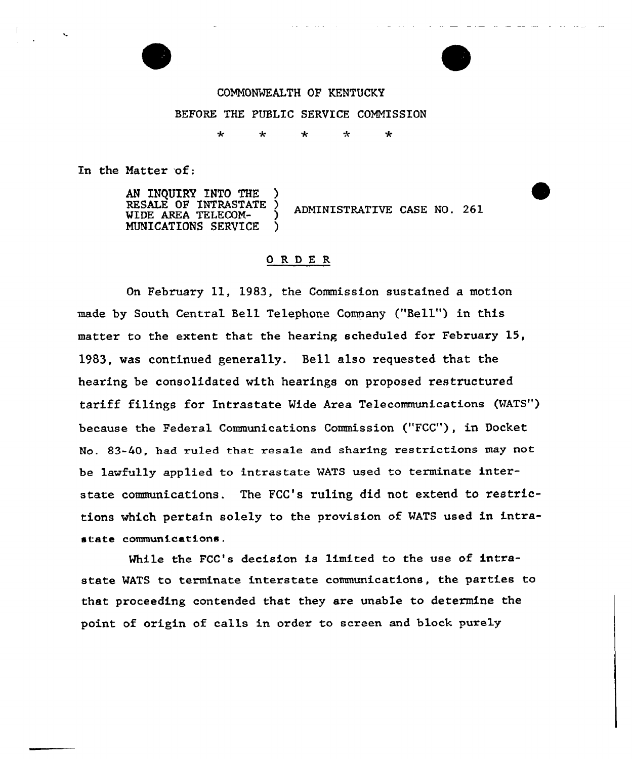COMMONWEALTH OF KENTUCKY

BEFORE THE PUBLIC SERVICE COMMISSION

\* \* \* \* \*

In the Matter of:

AN INQUIRY INTO THE RESALE OF INTRASTATE WIDE AREA TELECOMMUNICATIONS SERVICE ) ADMINISTRATIVE CASE NO. 261

## ORDER

On February 11, 1983, the Commission sustained a motion made by South Central Bell Telephone Company ("Bell") in this matter to the extent that the hearing scheduled for February 15, 1983, was continued generally. Bell also requested that the hearing be consolidated with hearings on proposed restructured tariff filings for Intrastate Wide Area Telecommunications (WATS") because the Federal Communications Commission ("FCC"), in Docket No. 83-40, had ruled that resale and sharing restrictions may not be lawfully applied to intrastate WATS used to terminate interstate communications. The FCC's ruling did not extend to restrictions which pertain solely to the provision of WATS used in intrastate communications.

While the FCC's decision is limited to the use of intrastate WATS to terminate interstate communications, the parties to that proceeding contended that they are unable to determine the point of origin of calls in order to screen and block purely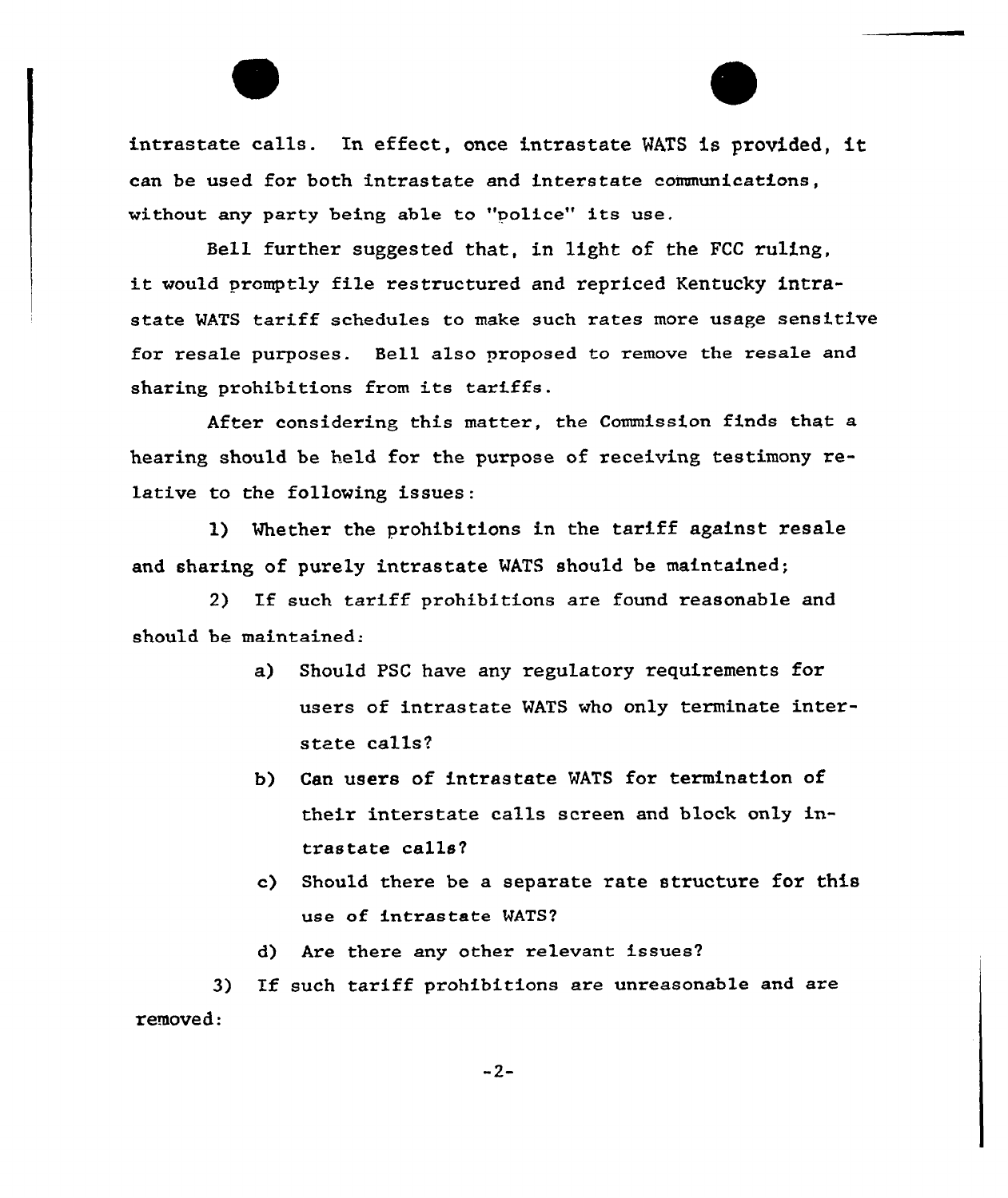intrastate calls. In effect, once intrastate WATS is provided, it can be used for both intrastate and interstate communications, without any party being able to "police" its use.

Bell further suggested that, in light of the FCC ruling, it would promptly file restructured and repriced Kentucky intrastate WATS tariff schedules to make such rates more usage sensitive for resale purposes. Bell also proposed to remove the resale and sharing prohibitions from its tariffs.

After considering this matter, the Commission finds that a hearing should be held for the purpose of receiving testimony relative to the following issues:

1) Whether the prohibitions in the tariff against resale and sharing of purely intrastate WATS should be maintained;

2) If such tariff prohibitions are found reasonable and should be maintained:

   a) Should PSC have any regulatory requirements for users of intrastate WATS who only terminate interstate calls?

   b) Can users of intrastate WATS for termination of their interstate calls screen and block only intrastate calls?

   c) Should there be a separate rate structure for this use of intrastate WATS?

   d) Are there any other relevant issues?

3) If such tariff prohibitions are unreasonable and are removed: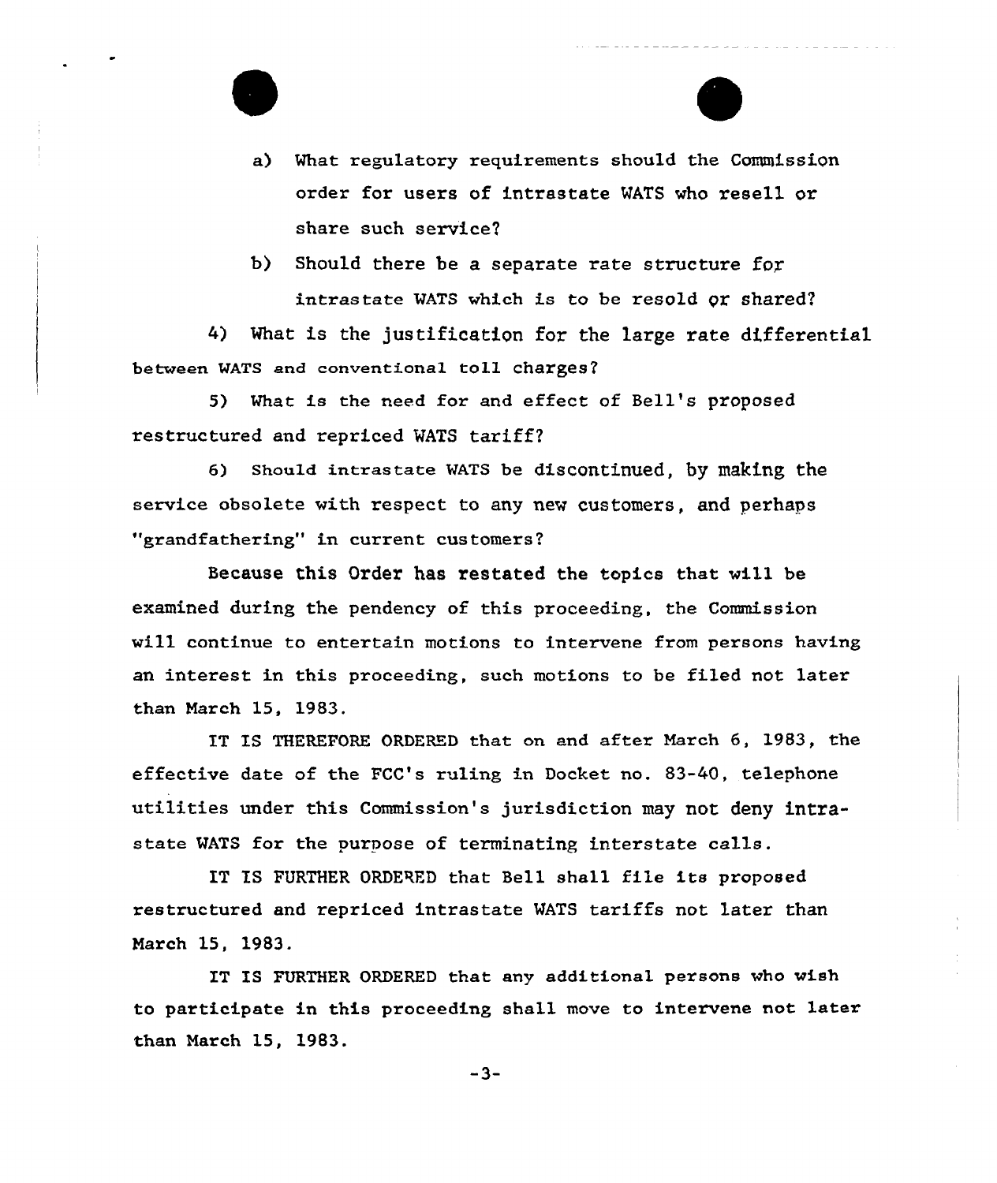a) What regulatory requirements should the Commission order for users of intrastate WATS who resell or share such service?

b) Should there be a separate rate structure for intrastate WATS which is to be resold or shared?

4) What is the justification for the large rate differential between WATS and conventional toll charges?

5) What is the need for and effect of Bell's proposed restructured and repriced WATS tariff?

6) Should intrastate WATS be discontinued, by making the service obsolete with respect to any new customers, and perhaps "grandfathering" in current customers?

Because this Order has restated the topics that will be examined during the pendency of this proceeding, the Commission will continue to entertain motions to intervene from persons having an interest in this proceeding, such motions to be filed not later than March 15, 1983.

IT IS THEREFORE ORDERED that on and after March 6, 1983, the effective date of the FCC's ruling in Docket no. 83-40, telephone utilities under this Commission's jurisdiction may not deny intrastate WATS for the purpose of terminating interstate calls.

IT IS FURTHER ORDERED that Bell shall file its proposed restructured and repriced intrastate WATS tariffs not later than March 15, 1983.

IT IS FURTHER ORDERED that any additional persons who wish to participate in this proceeding shall move to intervene not later than March 15, 1983.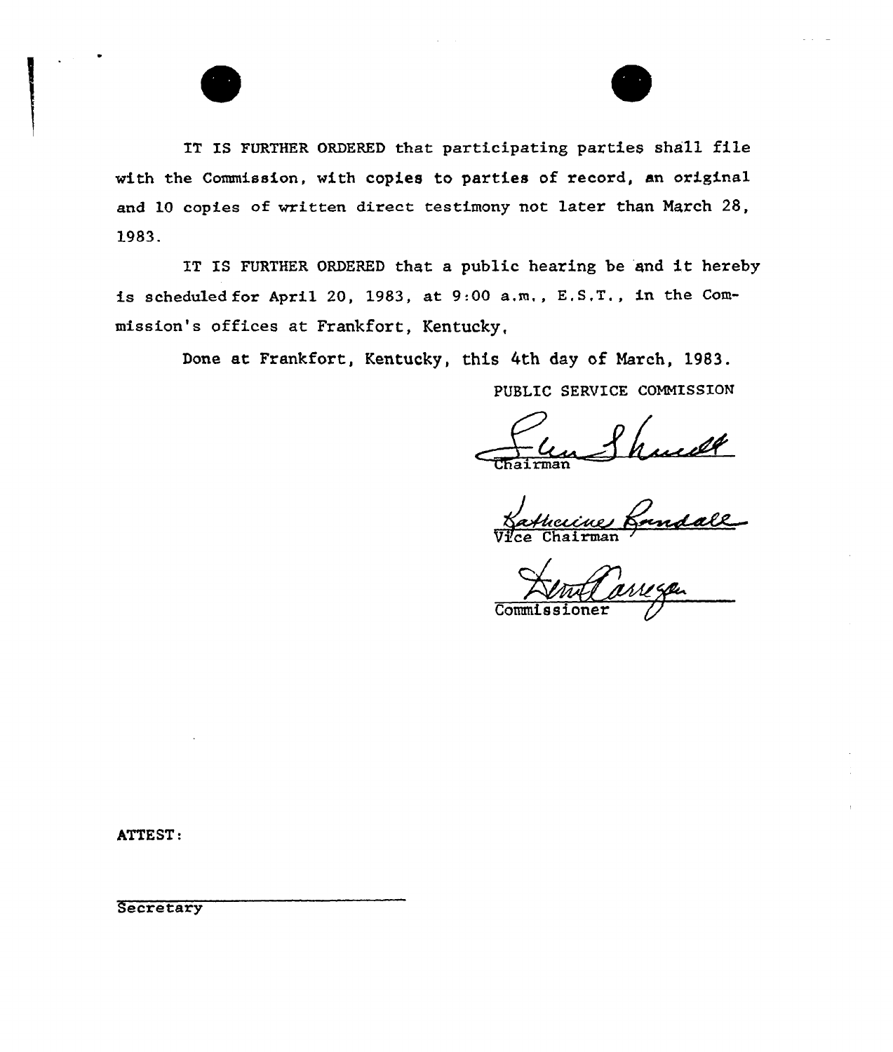IT IS FURTHER ORDERED that participating parties shall file with the Commission, with copies to parties of record, an original and 10 copies of written direct testimony not later than March 28, 1983.

IT IS FURTHER ORDERED that a public hearing be and it hereby is scheduled for April 20, 1983, at 9:00 a.m., E.S.T., in the Commission's offices at Frankfort, Kentucky.

Done at Frankfort, Kentucky, this 4th day of March, 1983.

PUBLIC SERVICE COMMISSION

Chairman

Vice Chairman

Commissioner

ATTEST:

Secretary